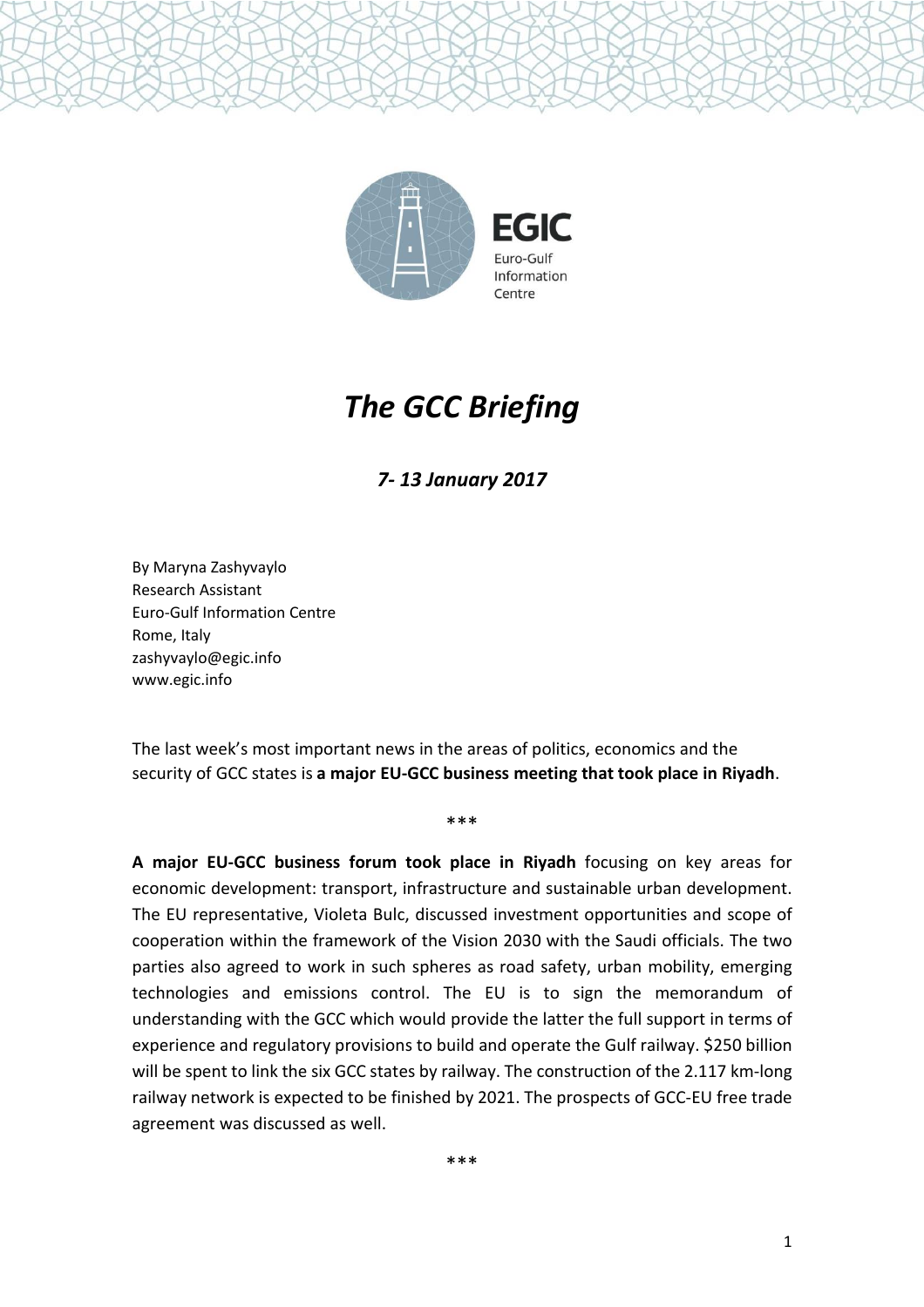EGIC

Euro-Gulf Information Centre

# *The GCC Briefing*

### *7- 13 January 2017*

By Maryna Zashyvaylo
Research Assistant
Euro-Gulf Information Centre
Rome, Italy
zashyvaylo@egic.info
www.egic.info

The last week's most important news in the areas of politics, economics and the security of GCC states is **a major EU-GCC business meeting that took place in Riyadh**.

\*\*\*

**A major EU-GCC business forum took place in Riyadh** focusing on key areas for economic development: transport, infrastructure and sustainable urban development. The EU representative, Violeta Bulc, discussed investment opportunities and scope of cooperation within the framework of the Vision 2030 with the Saudi officials. The two parties also agreed to work in such spheres as road safety, urban mobility, emerging technologies and emissions control. The EU is to sign the memorandum of understanding with the GCC which would provide the latter the full support in terms of experience and regulatory provisions to build and operate the Gulf railway. $250 billion will be spent to link the six GCC states by railway. The construction of the 2.117 km-long railway network is expected to be finished by 2021. The prospects of GCC-EU free trade agreement was discussed as well.

\*\*\*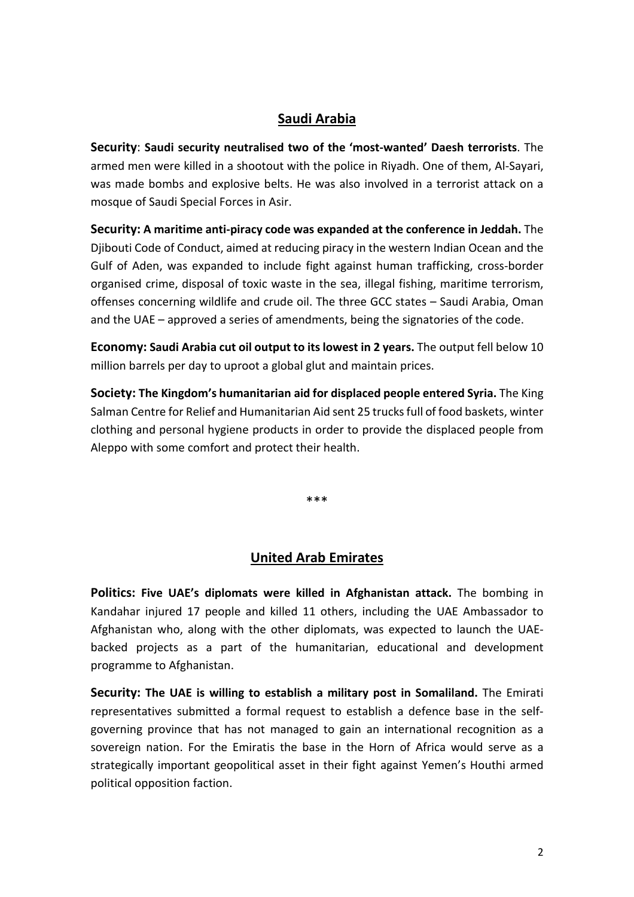## Saudi Arabia

**Security**: **Saudi security neutralised two of the 'most-wanted' Daesh terrorists**. The armed men were killed in a shootout with the police in Riyadh. One of them, Al-Sayari, was made bombs and explosive belts. He was also involved in a terrorist attack on a mosque of Saudi Special Forces in Asir.

**Security: A maritime anti-piracy code was expanded at the conference in Jeddah.** The Djibouti Code of Conduct, aimed at reducing piracy in the western Indian Ocean and the Gulf of Aden, was expanded to include fight against human trafficking, cross-border organised crime, disposal of toxic waste in the sea, illegal fishing, maritime terrorism, offenses concerning wildlife and crude oil. The three GCC states – Saudi Arabia, Oman and the UAE – approved a series of amendments, being the signatories of the code.

**Economy: Saudi Arabia cut oil output to its lowest in 2 years.** The output fell below 10 million barrels per day to uproot a global glut and maintain prices.

**Society: The Kingdom's humanitarian aid for displaced people entered Syria.** The King Salman Centre for Relief and Humanitarian Aid sent 25 trucks full of food baskets, winter clothing and personal hygiene products in order to provide the displaced people from Aleppo with some comfort and protect their health.

***

## United Arab Emirates

**Politics: Five UAE's diplomats were killed in Afghanistan attack.** The bombing in Kandahar injured 17 people and killed 11 others, including the UAE Ambassador to Afghanistan who, along with the other diplomats, was expected to launch the UAE-backed projects as a part of the humanitarian, educational and development programme to Afghanistan.

**Security: The UAE is willing to establish a military post in Somaliland.** The Emirati representatives submitted a formal request to establish a defence base in the self-governing province that has not managed to gain an international recognition as a sovereign nation. For the Emiratis the base in the Horn of Africa would serve as a strategically important geopolitical asset in their fight against Yemen's Houthi armed political opposition faction.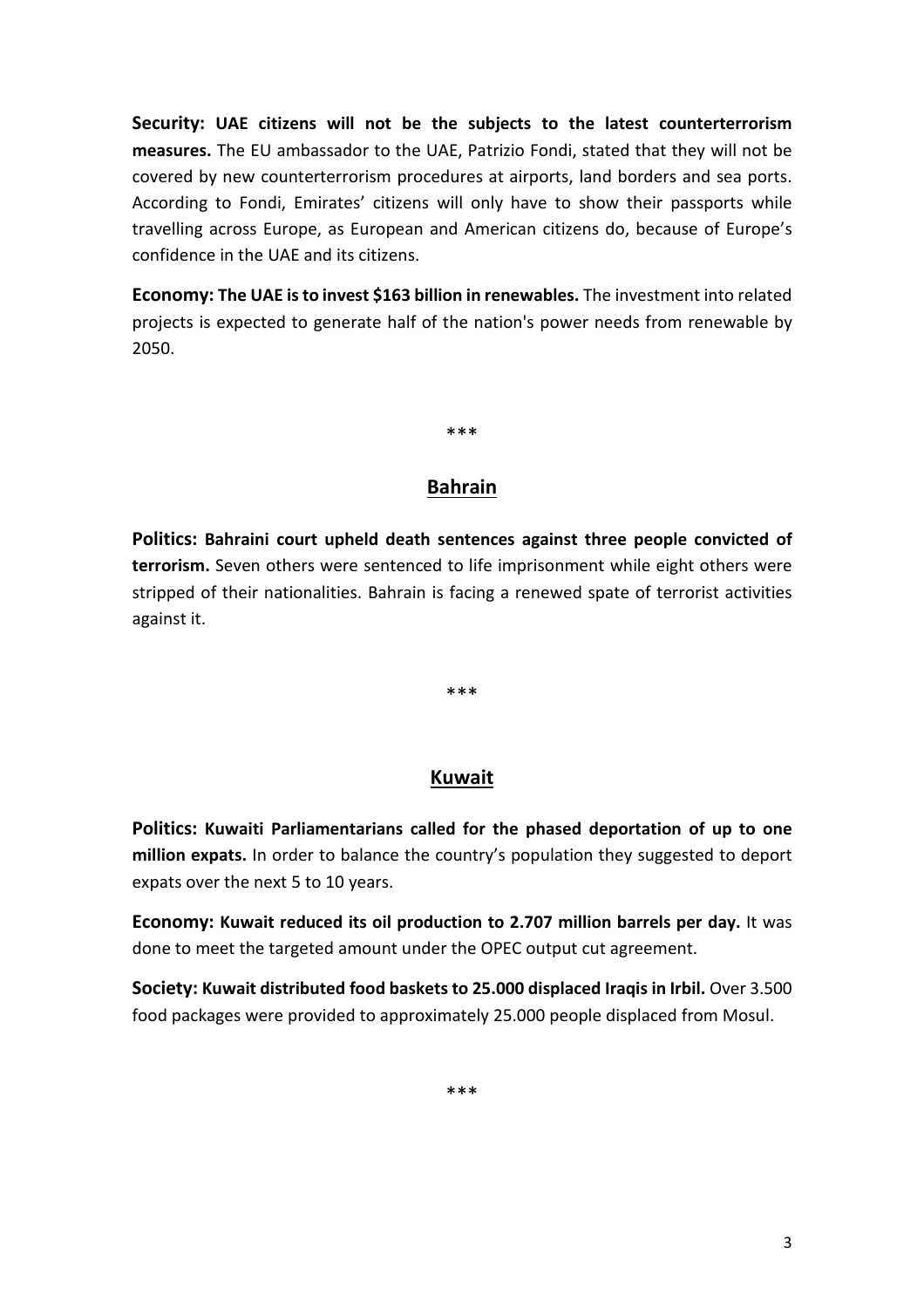**Security: UAE citizens will not be the subjects to the latest counterterrorism measures.** The EU ambassador to the UAE, Patrizio Fondi, stated that they will not be covered by new counterterrorism procedures at airports, land borders and sea ports. According to Fondi, Emirates' citizens will only have to show their passports while travelling across Europe, as European and American citizens do, because of Europe's confidence in the UAE and its citizens.

**Economy: The UAE is to invest $163 billion in renewables.** The investment into related projects is expected to generate half of the nation's power needs from renewable by 2050.

***

## Bahrain

**Politics: Bahraini court upheld death sentences against three people convicted of terrorism.** Seven others were sentenced to life imprisonment while eight others were stripped of their nationalities. Bahrain is facing a renewed spate of terrorist activities against it.

***

## Kuwait

**Politics: Kuwaiti Parliamentarians called for the phased deportation of up to one million expats.** In order to balance the country's population they suggested to deport expats over the next 5 to 10 years.

**Economy: Kuwait reduced its oil production to 2.707 million barrels per day.** It was done to meet the targeted amount under the OPEC output cut agreement.

**Society: Kuwait distributed food baskets to 25.000 displaced Iraqis in Irbil.** Over 3.500 food packages were provided to approximately 25.000 people displaced from Mosul.

***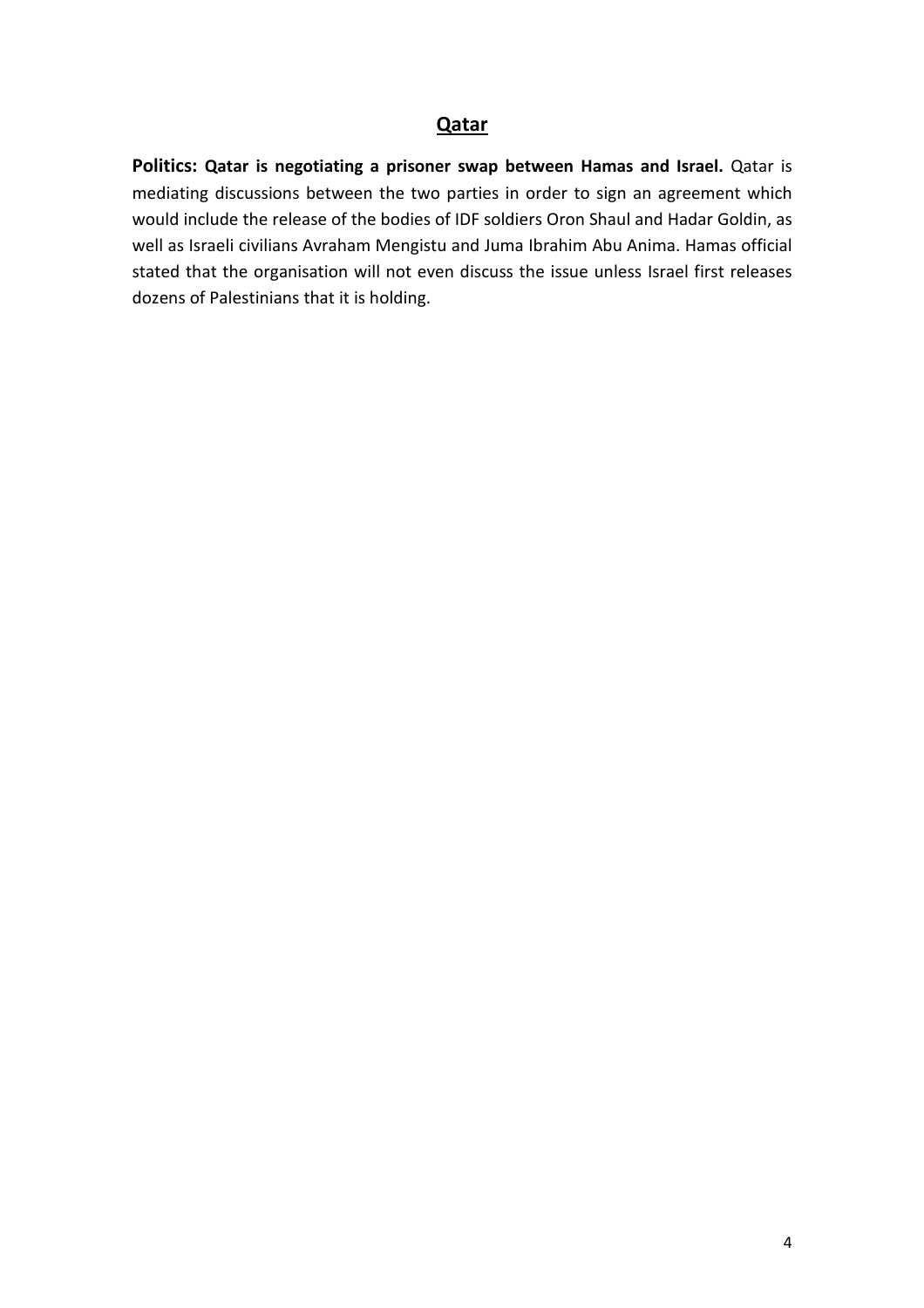## Qatar

**Politics: Qatar is negotiating a prisoner swap between Hamas and Israel.** Qatar is mediating discussions between the two parties in order to sign an agreement which would include the release of the bodies of IDF soldiers Oron Shaul and Hadar Goldin, as well as Israeli civilians Avraham Mengistu and Juma Ibrahim Abu Anima. Hamas official stated that the organisation will not even discuss the issue unless Israel first releases dozens of Palestinians that it is holding.